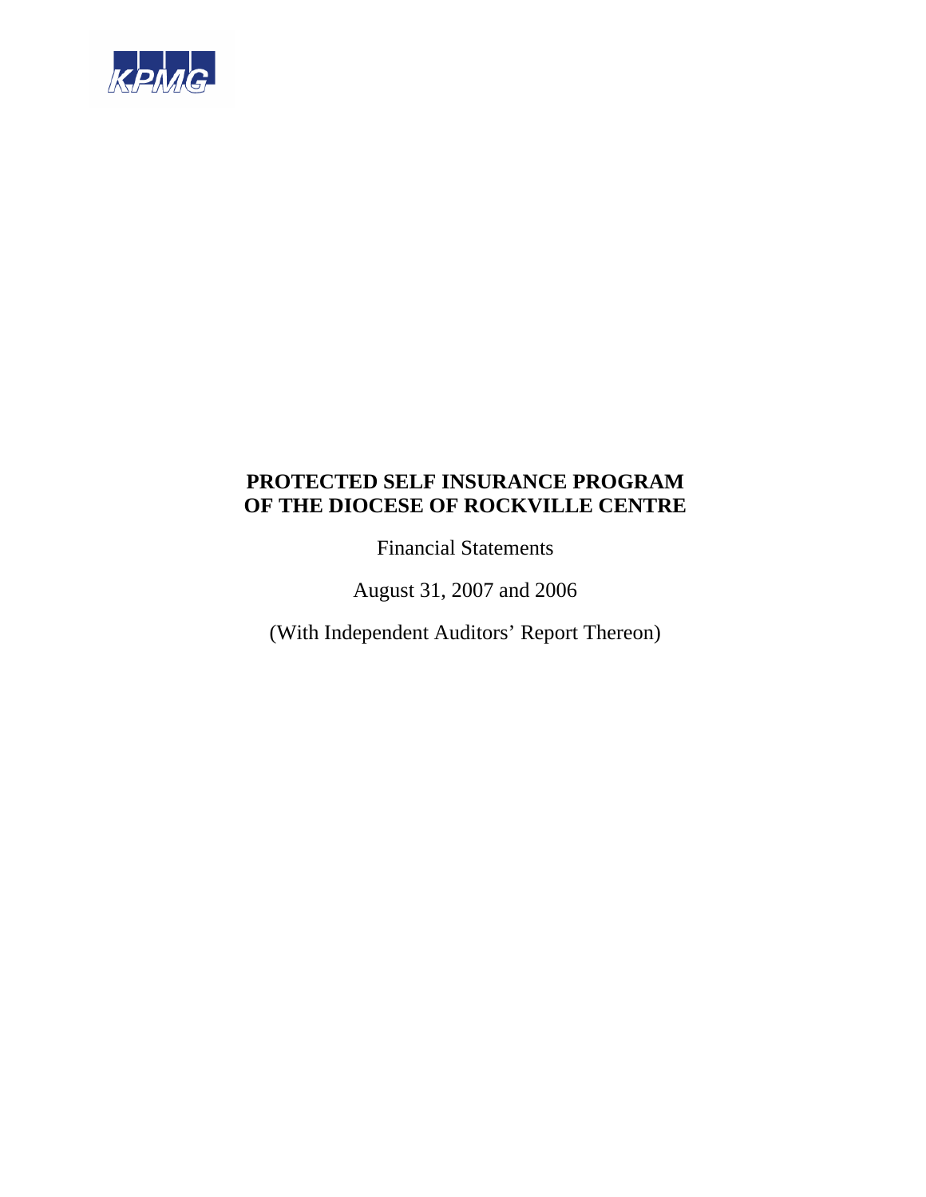KPMG

# PROTECTED SELF INSURANCE PROGRAM OF THE DIOCESE OF ROCKVILLE CENTRE

Financial Statements

August 31, 2007 and 2006

(With Independent Auditors' Report Thereon)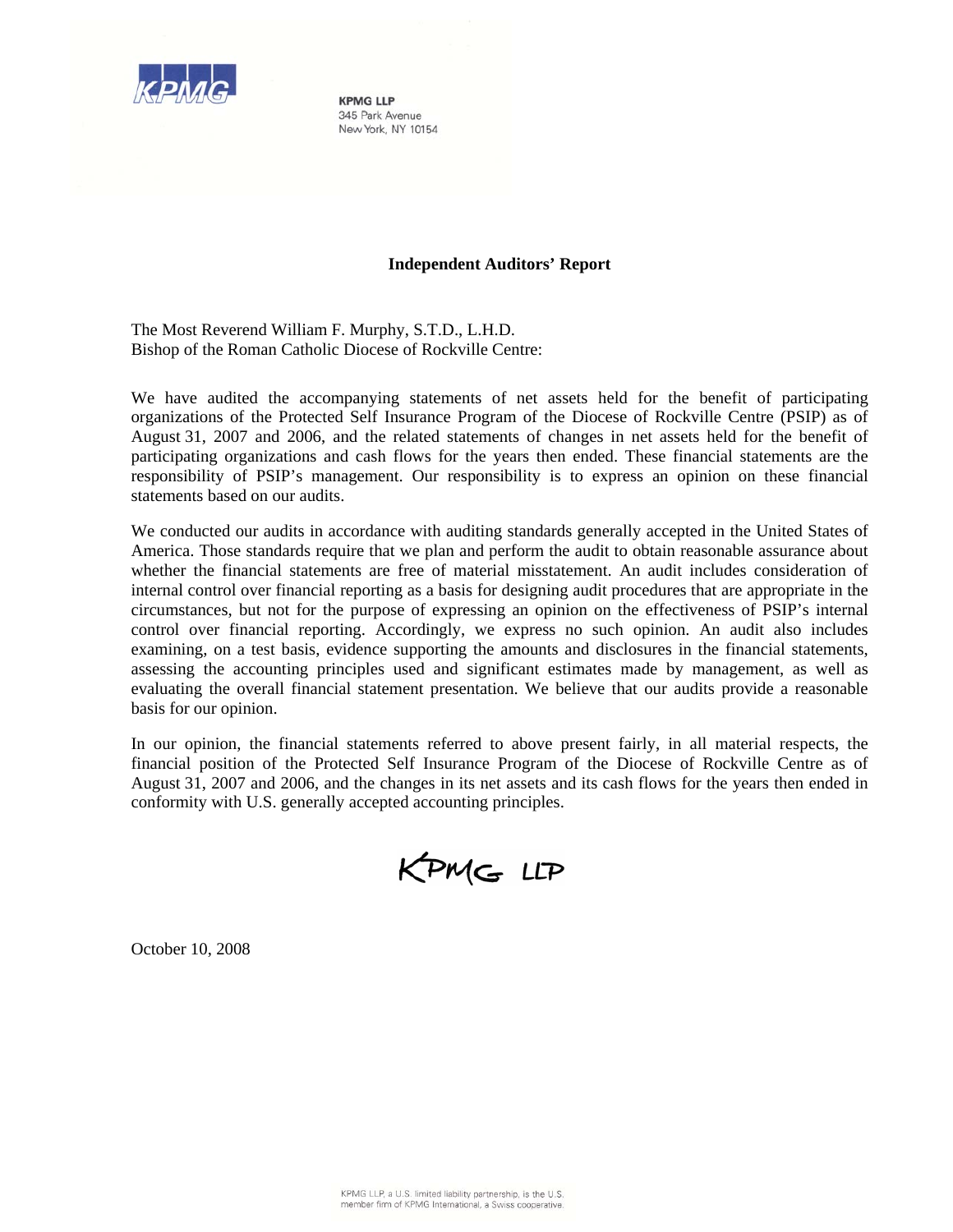KPMG LLP
345 Park Avenue
New York, NY 10154

## Independent Auditors' Report

The Most Reverend William F. Murphy, S.T.D., L.H.D.
Bishop of the Roman Catholic Diocese of Rockville Centre:

We have audited the accompanying statements of net assets held for the benefit of participating organizations of the Protected Self Insurance Program of the Diocese of Rockville Centre (PSIP) as of August 31, 2007 and 2006, and the related statements of changes in net assets held for the benefit of participating organizations and cash flows for the years then ended. These financial statements are the responsibility of PSIP's management. Our responsibility is to express an opinion on these financial statements based on our audits.

We conducted our audits in accordance with auditing standards generally accepted in the United States of America. Those standards require that we plan and perform the audit to obtain reasonable assurance about whether the financial statements are free of material misstatement. An audit includes consideration of internal control over financial reporting as a basis for designing audit procedures that are appropriate in the circumstances, but not for the purpose of expressing an opinion on the effectiveness of PSIP's internal control over financial reporting. Accordingly, we express no such opinion. An audit also includes examining, on a test basis, evidence supporting the amounts and disclosures in the financial statements, assessing the accounting principles used and significant estimates made by management, as well as evaluating the overall financial statement presentation. We believe that our audits provide a reasonable basis for our opinion.

In our opinion, the financial statements referred to above present fairly, in all material respects, the financial position of the Protected Self Insurance Program of the Diocese of Rockville Centre as of August 31, 2007 and 2006, and the changes in its net assets and its cash flows for the years then ended in conformity with U.S. generally accepted accounting principles.

KPMG LLP

October 10, 2008

KPMG LLP, a U.S. limited liability partnership, is the U.S. member firm of KPMG International, a Swiss cooperative.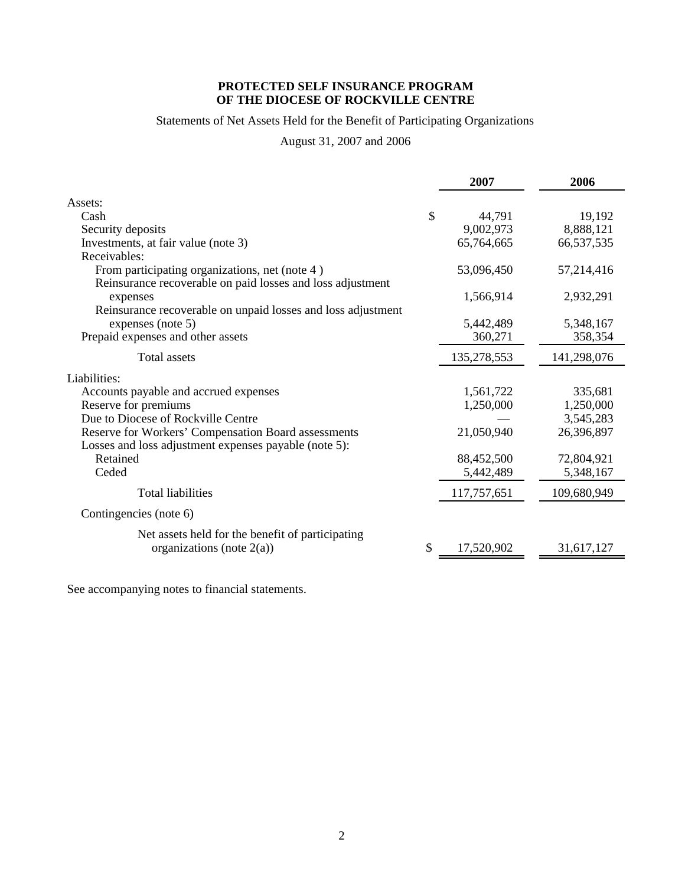**PROTECTED SELF INSURANCE PROGRAM**
**OF THE DIOCESE OF ROCKVILLE CENTRE**

Statements of Net Assets Held for the Benefit of Participating Organizations

August 31, 2007 and 2006

| | 2007 | 2006 |
|---|---|---|
| Assets: | | |
| Cash | $ 44,791 | 19,192 |
| Security deposits | 9,002,973 | 8,888,121 |
| Investments, at fair value (note 3) | 65,764,665 | 66,537,535 |
| Receivables: | | |
| From participating organizations, net (note 4 ) | 53,096,450 | 57,214,416 |
| Reinsurance recoverable on paid losses and loss adjustment expenses | 1,566,914 | 2,932,291 |
| Reinsurance recoverable on unpaid losses and loss adjustment expenses (note 5) | 5,442,489 | 5,348,167 |
| Prepaid expenses and other assets | 360,271 | 358,354 |
| Total assets | 135,278,553 | 141,298,076 |
| Liabilities: | | |
| Accounts payable and accrued expenses | 1,561,722 | 335,681 |
| Reserve for premiums | 1,250,000 | 1,250,000 |
| Due to Diocese of Rockville Centre | — | 3,545,283 |
| Reserve for Workers' Compensation Board assessments | 21,050,940 | 26,396,897 |
| Losses and loss adjustment expenses payable (note 5): | | |
| Retained | 88,452,500 | 72,804,921 |
| Ceded | 5,442,489 | 5,348,167 |
| Total liabilities | 117,757,651 | 109,680,949 |
| Contingencies (note 6) | | |
| Net assets held for the benefit of participating organizations (note 2(a)) | $ 17,520,902 | 31,617,127 |

See accompanying notes to financial statements.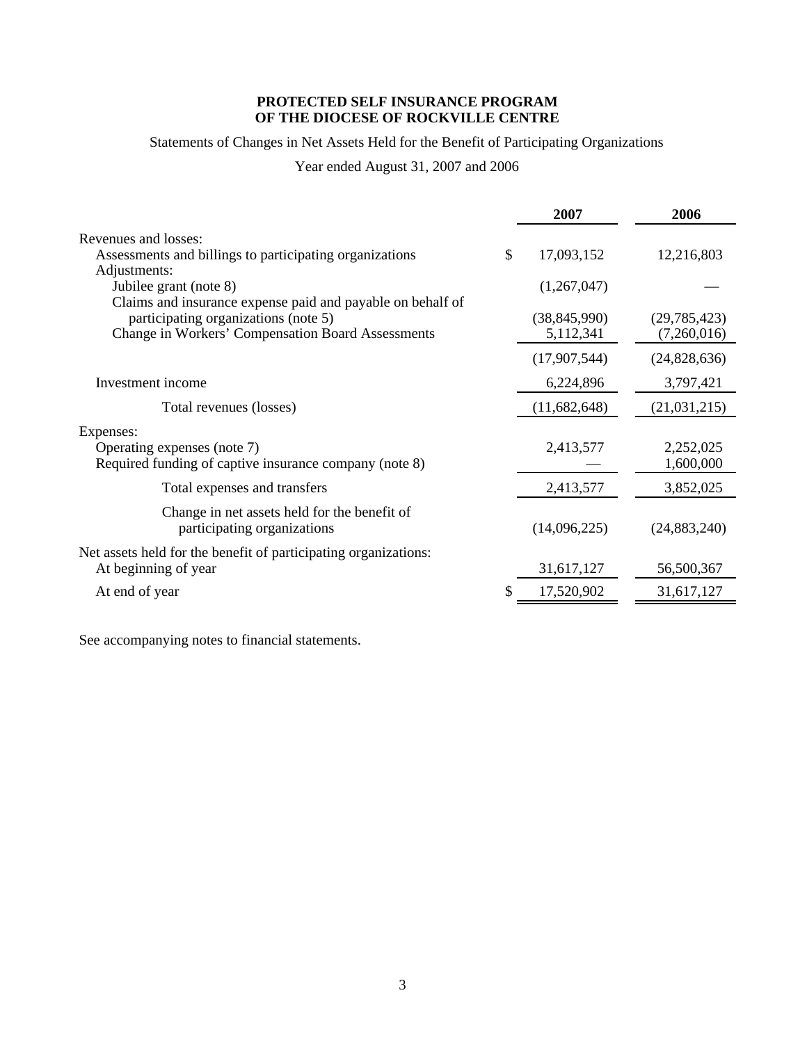**PROTECTED SELF INSURANCE PROGRAM**
**OF THE DIOCESE OF ROCKVILLE CENTRE**

Statements of Changes in Net Assets Held for the Benefit of Participating Organizations

Year ended August 31, 2007 and 2006

| | 2007 | 2006 |
|---|---|---|
| Revenues and losses: | | |
| Assessments and billings to participating organizations | $ 17,093,152 | 12,216,803 |
| Adjustments: | | |
| Jubilee grant (note 8) | (1,267,047) | — |
| Claims and insurance expense paid and payable on behalf of participating organizations (note 5) | (38,845,990) | (29,785,423) |
| Change in Workers' Compensation Board Assessments | 5,112,341 | (7,260,016) |
| | (17,907,544) | (24,828,636) |
| Investment income | 6,224,896 | 3,797,421 |
| Total revenues (losses) | (11,682,648) | (21,031,215) |
| Expenses: | | |
| Operating expenses (note 7) | 2,413,577 | 2,252,025 |
| Required funding of captive insurance company (note 8) | — | 1,600,000 |
| Total expenses and transfers | 2,413,577 | 3,852,025 |
| Change in net assets held for the benefit of participating organizations | (14,096,225) | (24,883,240) |
| Net assets held for the benefit of participating organizations: | | |
| At beginning of year | 31,617,127 | 56,500,367 |
| At end of year | $ 17,520,902 | 31,617,127 |

See accompanying notes to financial statements.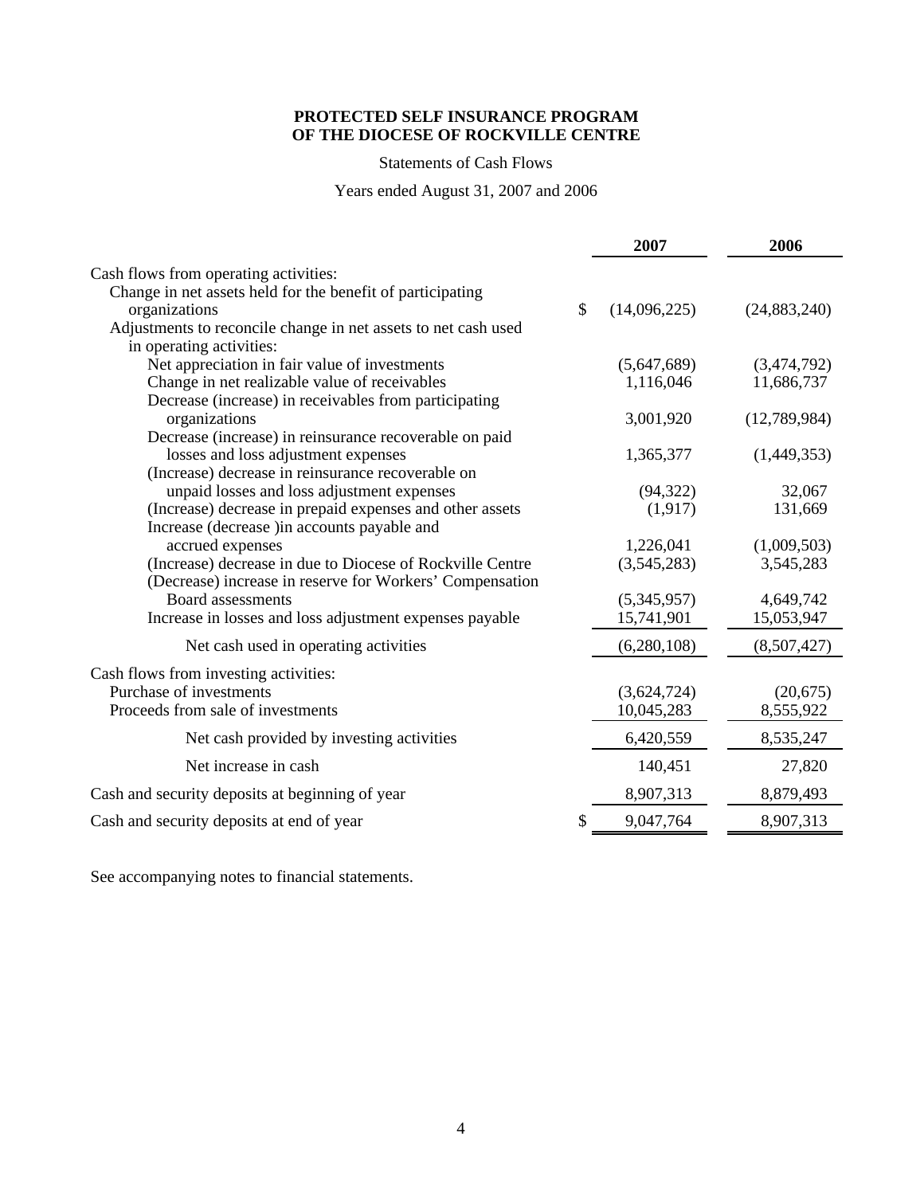**PROTECTED SELF INSURANCE PROGRAM**
**OF THE DIOCESE OF ROCKVILLE CENTRE**

Statements of Cash Flows

Years ended August 31, 2007 and 2006

| | 2007 | 2006 |
|---|---|---|
| Cash flows from operating activities: | | |
| Change in net assets held for the benefit of participating organizations | $ (14,096,225) | (24,883,240) |
| Adjustments to reconcile change in net assets to net cash used in operating activities: | | |
| Net appreciation in fair value of investments | (5,647,689) | (3,474,792) |
| Change in net realizable value of receivables | 1,116,046 | 11,686,737 |
| Decrease (increase) in receivables from participating organizations | 3,001,920 | (12,789,984) |
| Decrease (increase) in reinsurance recoverable on paid losses and loss adjustment expenses | 1,365,377 | (1,449,353) |
| (Increase) decrease in reinsurance recoverable on unpaid losses and loss adjustment expenses | (94,322) | 32,067 |
| (Increase) decrease in prepaid expenses and other assets | (1,917) | 131,669 |
| Increase (decrease )in accounts payable and accrued expenses | 1,226,041 | (1,009,503) |
| (Increase) decrease in due to Diocese of Rockville Centre | (3,545,283) | 3,545,283 |
| (Decrease) increase in reserve for Workers' Compensation Board assessments | (5,345,957) | 4,649,742 |
| Increase in losses and loss adjustment expenses payable | 15,741,901 | 15,053,947 |
| Net cash used in operating activities | (6,280,108) | (8,507,427) |
| Cash flows from investing activities: | | |
| Purchase of investments | (3,624,724) | (20,675) |
| Proceeds from sale of investments | 10,045,283 | 8,555,922 |
| Net cash provided by investing activities | 6,420,559 | 8,535,247 |
| Net increase in cash | 140,451 | 27,820 |
| Cash and security deposits at beginning of year | 8,907,313 | 8,879,493 |
| Cash and security deposits at end of year | $ 9,047,764 | 8,907,313 |

See accompanying notes to financial statements.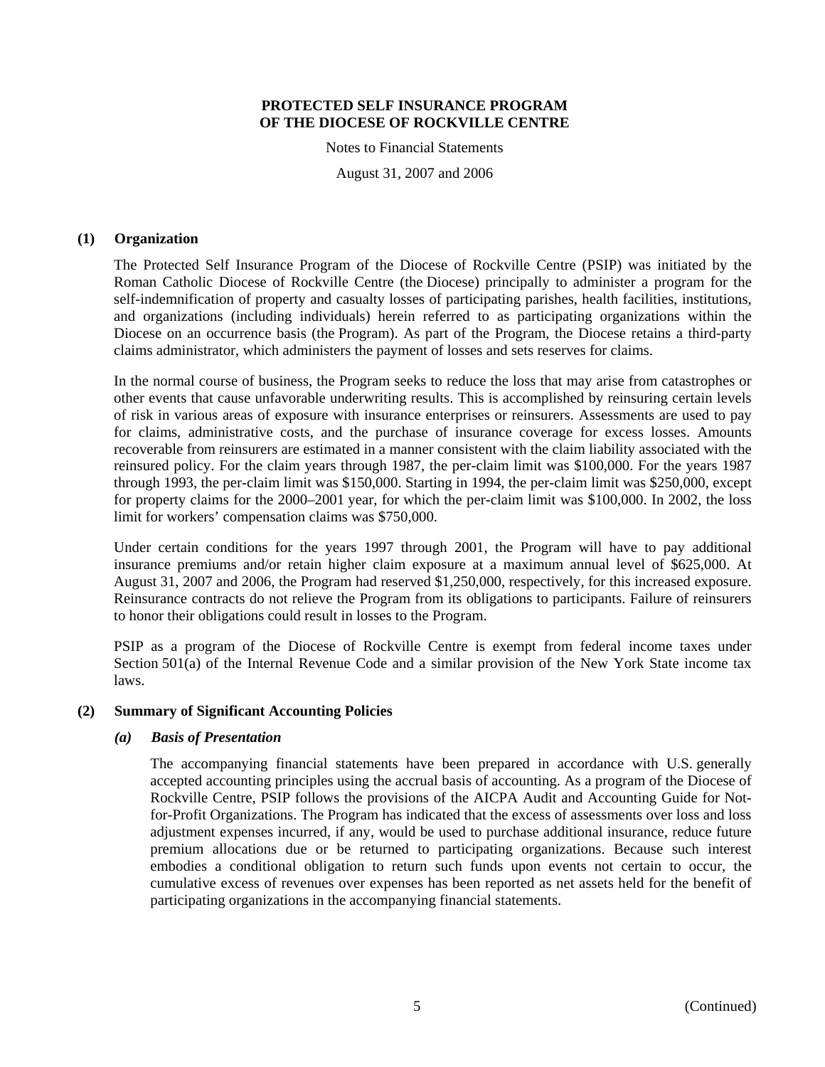**PROTECTED SELF INSURANCE PROGRAM**
**OF THE DIOCESE OF ROCKVILLE CENTRE**

Notes to Financial Statements

August 31, 2007 and 2006

## (1) Organization

The Protected Self Insurance Program of the Diocese of Rockville Centre (PSIP) was initiated by the Roman Catholic Diocese of Rockville Centre (the Diocese) principally to administer a program for the self-indemnification of property and casualty losses of participating parishes, health facilities, institutions, and organizations (including individuals) herein referred to as participating organizations within the Diocese on an occurrence basis (the Program). As part of the Program, the Diocese retains a third-party claims administrator, which administers the payment of losses and sets reserves for claims.

In the normal course of business, the Program seeks to reduce the loss that may arise from catastrophes or other events that cause unfavorable underwriting results. This is accomplished by reinsuring certain levels of risk in various areas of exposure with insurance enterprises or reinsurers. Assessments are used to pay for claims, administrative costs, and the purchase of insurance coverage for excess losses. Amounts recoverable from reinsurers are estimated in a manner consistent with the claim liability associated with the reinsured policy. For the claim years through 1987, the per-claim limit was $100,000. For the years 1987 through 1993, the per-claim limit was $150,000. Starting in 1994, the per-claim limit was $250,000, except for property claims for the 2000–2001 year, for which the per-claim limit was $100,000. In 2002, the loss limit for workers' compensation claims was $750,000.

Under certain conditions for the years 1997 through 2001, the Program will have to pay additional insurance premiums and/or retain higher claim exposure at a maximum annual level of $625,000. At August 31, 2007 and 2006, the Program had reserved $1,250,000, respectively, for this increased exposure. Reinsurance contracts do not relieve the Program from its obligations to participants. Failure of reinsurers to honor their obligations could result in losses to the Program.

PSIP as a program of the Diocese of Rockville Centre is exempt from federal income taxes under Section 501(a) of the Internal Revenue Code and a similar provision of the New York State income tax laws.

## (2) Summary of Significant Accounting Policies

### *(a) Basis of Presentation*

The accompanying financial statements have been prepared in accordance with U.S. generally accepted accounting principles using the accrual basis of accounting. As a program of the Diocese of Rockville Centre, PSIP follows the provisions of the AICPA Audit and Accounting Guide for Not-for-Profit Organizations. The Program has indicated that the excess of assessments over loss and loss adjustment expenses incurred, if any, would be used to purchase additional insurance, reduce future premium allocations due or be returned to participating organizations. Because such interest embodies a conditional obligation to return such funds upon events not certain to occur, the cumulative excess of revenues over expenses has been reported as net assets held for the benefit of participating organizations in the accompanying financial statements.

(Continued)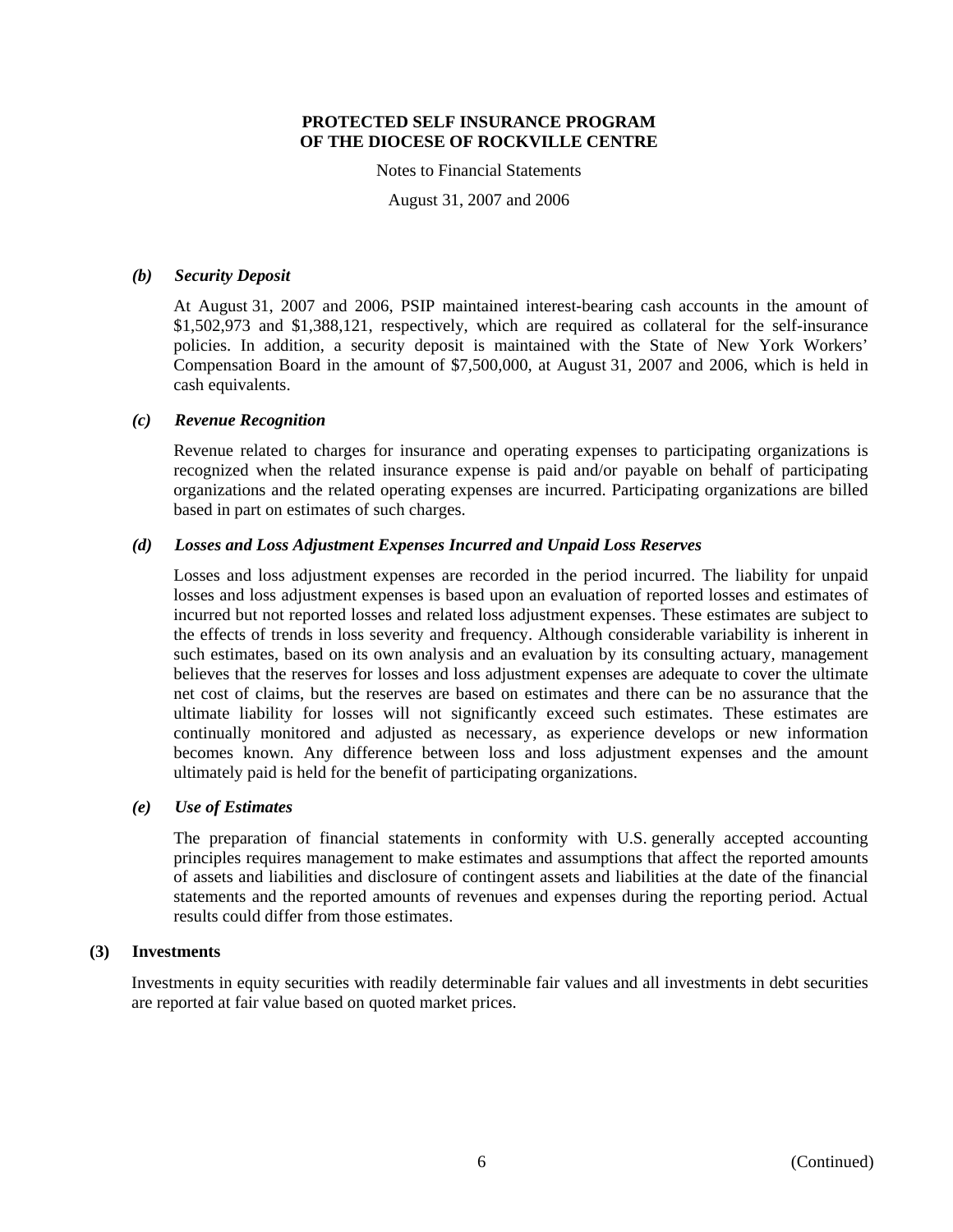# PROTECTED SELF INSURANCE PROGRAM OF THE DIOCESE OF ROCKVILLE CENTRE

Notes to Financial Statements

August 31, 2007 and 2006

### *(b) Security Deposit*

At August 31, 2007 and 2006, PSIP maintained interest-bearing cash accounts in the amount of \$1,502,973 and \$1,388,121, respectively, which are required as collateral for the self-insurance policies. In addition, a security deposit is maintained with the State of New York Workers' Compensation Board in the amount of \$7,500,000, at August 31, 2007 and 2006, which is held in cash equivalents.

### *(c) Revenue Recognition*

Revenue related to charges for insurance and operating expenses to participating organizations is recognized when the related insurance expense is paid and/or payable on behalf of participating organizations and the related operating expenses are incurred. Participating organizations are billed based in part on estimates of such charges.

### *(d) Losses and Loss Adjustment Expenses Incurred and Unpaid Loss Reserves*

Losses and loss adjustment expenses are recorded in the period incurred. The liability for unpaid losses and loss adjustment expenses is based upon an evaluation of reported losses and estimates of incurred but not reported losses and related loss adjustment expenses. These estimates are subject to the effects of trends in loss severity and frequency. Although considerable variability is inherent in such estimates, based on its own analysis and an evaluation by its consulting actuary, management believes that the reserves for losses and loss adjustment expenses are adequate to cover the ultimate net cost of claims, but the reserves are based on estimates and there can be no assurance that the ultimate liability for losses will not significantly exceed such estimates. These estimates are continually monitored and adjusted as necessary, as experience develops or new information becomes known. Any difference between loss and loss adjustment expenses and the amount ultimately paid is held for the benefit of participating organizations.

### *(e) Use of Estimates*

The preparation of financial statements in conformity with U.S. generally accepted accounting principles requires management to make estimates and assumptions that affect the reported amounts of assets and liabilities and disclosure of contingent assets and liabilities at the date of the financial statements and the reported amounts of revenues and expenses during the reporting period. Actual results could differ from those estimates.

## (3) Investments

Investments in equity securities with readily determinable fair values and all investments in debt securities are reported at fair value based on quoted market prices.

(Continued)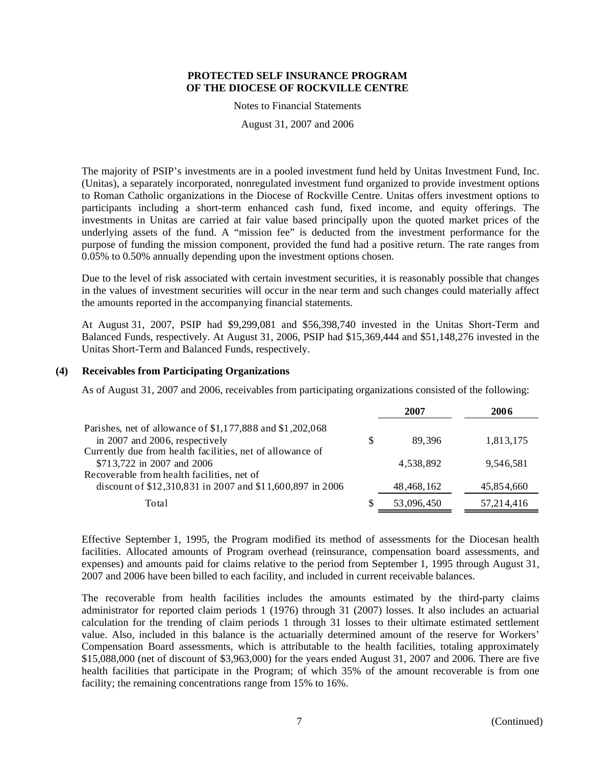The majority of PSIP's investments are in a pooled investment fund held by Unitas Investment Fund, Inc. (Unitas), a separately incorporated, nonregulated investment fund organized to provide investment options to Roman Catholic organizations in the Diocese of Rockville Centre. Unitas offers investment options to participants including a short-term enhanced cash fund, fixed income, and equity offerings. The investments in Unitas are carried at fair value based principally upon the quoted market prices of the underlying assets of the fund. A "mission fee" is deducted from the investment performance for the purpose of funding the mission component, provided the fund had a positive return. The rate ranges from 0.05% to 0.50% annually depending upon the investment options chosen.

Due to the level of risk associated with certain investment securities, it is reasonably possible that changes in the values of investment securities will occur in the near term and such changes could materially affect the amounts reported in the accompanying financial statements.

At August 31, 2007, PSIP had $9,299,081 and $56,398,740 invested in the Unitas Short-Term and Balanced Funds, respectively. At August 31, 2006, PSIP had $15,369,444 and $51,148,276 invested in the Unitas Short-Term and Balanced Funds, respectively.

### (4) Receivables from Participating Organizations

As of August 31, 2007 and 2006, receivables from participating organizations consisted of the following:

| | | 2007 | 2006 |
|---|---|---|---|
| Parishes, net of allowance of $1,177,888 and $1,202,068 in 2007 and 2006, respectively | $ | 89,396 | 1,813,175 |
| Currently due from health facilities, net of allowance of $713,722 in 2007 and 2006 | | 4,538,892 | 9,546,581 |
| Recoverable from health facilities, net of discount of $12,310,831 in 2007 and $11,600,897 in 2006 | | 48,468,162 | 45,854,660 |
| Total | $ | 53,096,450 | 57,214,416 |

Effective September 1, 1995, the Program modified its method of assessments for the Diocesan health facilities. Allocated amounts of Program overhead (reinsurance, compensation board assessments, and expenses) and amounts paid for claims relative to the period from September 1, 1995 through August 31, 2007 and 2006 have been billed to each facility, and included in current receivable balances.

The recoverable from health facilities includes the amounts estimated by the third-party claims administrator for reported claim periods 1 (1976) through 31 (2007) losses. It also includes an actuarial calculation for the trending of claim periods 1 through 31 losses to their ultimate estimated settlement value. Also, included in this balance is the actuarially determined amount of the reserve for Workers' Compensation Board assessments, which is attributable to the health facilities, totaling approximately $15,088,000 (net of discount of $3,963,000) for the years ended August 31, 2007 and 2006. There are five health facilities that participate in the Program; of which 35% of the amount recoverable is from one facility; the remaining concentrations range from 15% to 16%.

(Continued)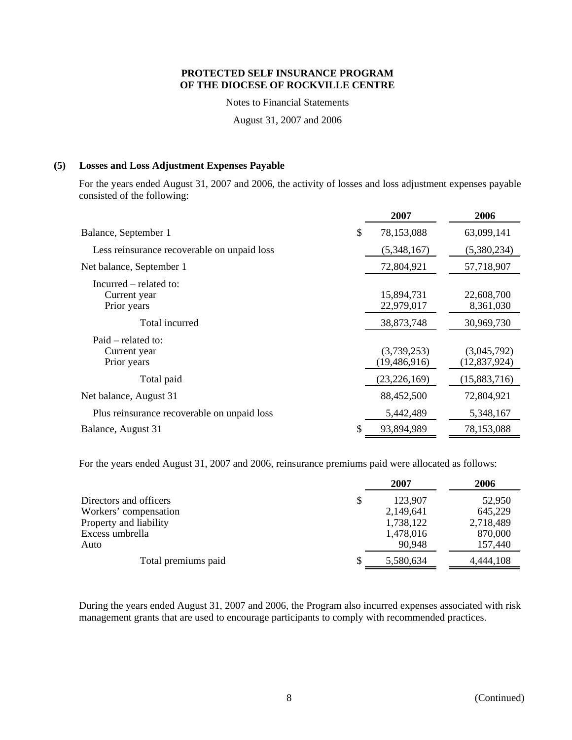**PROTECTED SELF INSURANCE PROGRAM**
**OF THE DIOCESE OF ROCKVILLE CENTRE**

Notes to Financial Statements

August 31, 2007 and 2006

## (5) Losses and Loss Adjustment Expenses Payable

For the years ended August 31, 2007 and 2006, the activity of losses and loss adjustment expenses payable consisted of the following:

| | 2007 | 2006 |
|---|---|---|
| Balance, September 1 | $ 78,153,088 | 63,099,141 |
| Less reinsurance recoverable on unpaid loss | (5,348,167) | (5,380,234) |
| Net balance, September 1 | 72,804,921 | 57,718,907 |
| Incurred – related to: | | |
| Current year | 15,894,731 | 22,608,700 |
| Prior years | 22,979,017 | 8,361,030 |
| Total incurred | 38,873,748 | 30,969,730 |
| Paid – related to: | | |
| Current year | (3,739,253) | (3,045,792) |
| Prior years | (19,486,916) | (12,837,924) |
| Total paid | (23,226,169) | (15,883,716) |
| Net balance, August 31 | 88,452,500 | 72,804,921 |
| Plus reinsurance recoverable on unpaid loss | 5,442,489 | 5,348,167 |
| Balance, August 31 | $ 93,894,989 | 78,153,088 |

For the years ended August 31, 2007 and 2006, reinsurance premiums paid were allocated as follows:

| | 2007 | 2006 |
|---|---|---|
| Directors and officers | $ 123,907 | 52,950 |
| Workers' compensation | 2,149,641 | 645,229 |
| Property and liability | 1,738,122 | 2,718,489 |
| Excess umbrella | 1,478,016 | 870,000 |
| Auto | 90,948 | 157,440 |
| Total premiums paid | $ 5,580,634 | 4,444,108 |

During the years ended August 31, 2007 and 2006, the Program also incurred expenses associated with risk management grants that are used to encourage participants to comply with recommended practices.

(Continued)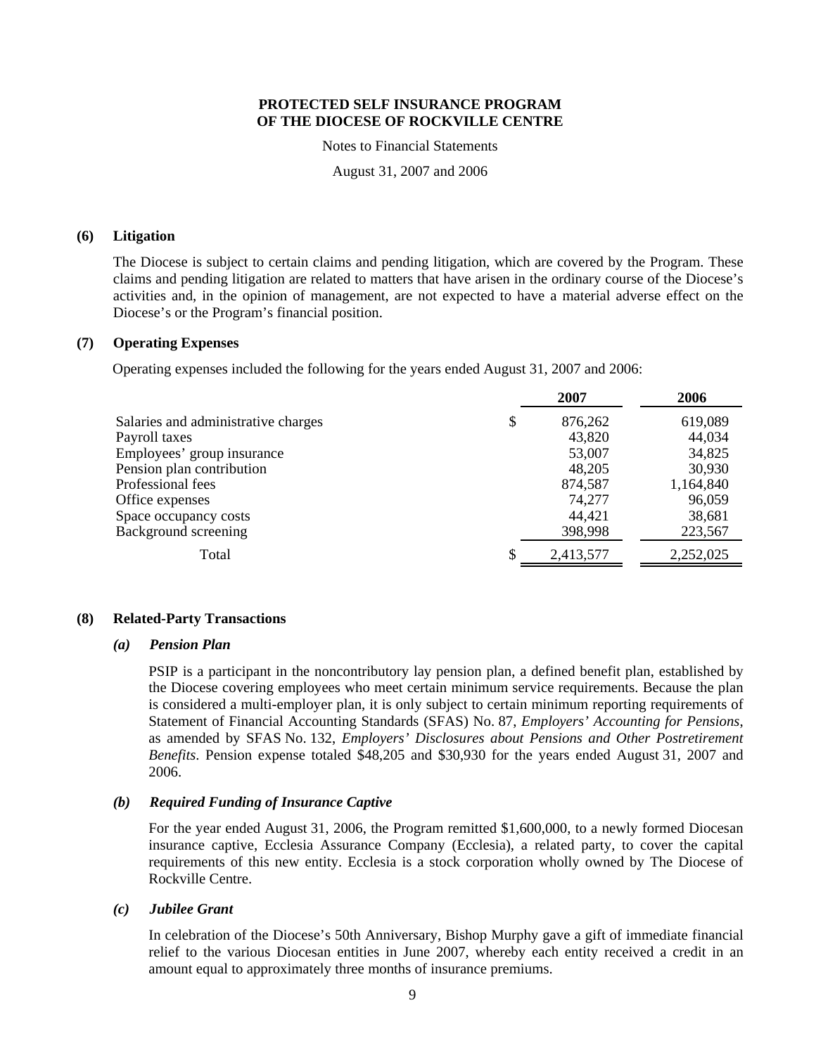# PROTECTED SELF INSURANCE PROGRAM OF THE DIOCESE OF ROCKVILLE CENTRE

Notes to Financial Statements

August 31, 2007 and 2006

## (6) Litigation

The Diocese is subject to certain claims and pending litigation, which are covered by the Program. These claims and pending litigation are related to matters that have arisen in the ordinary course of the Diocese's activities and, in the opinion of management, are not expected to have a material adverse effect on the Diocese's or the Program's financial position.

## (7) Operating Expenses

Operating expenses included the following for the years ended August 31, 2007 and 2006:

| | 2007 | 2006 |
|---|---|---|
| Salaries and administrative charges | $ 876,262 | 619,089 |
| Payroll taxes | 43,820 | 44,034 |
| Employees' group insurance | 53,007 | 34,825 |
| Pension plan contribution | 48,205 | 30,930 |
| Professional fees | 874,587 | 1,164,840 |
| Office expenses | 74,277 | 96,059 |
| Space occupancy costs | 44,421 | 38,681 |
| Background screening | 398,998 | 223,567 |
| Total | $ 2,413,577 | 2,252,025 |

## (8) Related-Party Transactions

### *(a) Pension Plan*

PSIP is a participant in the noncontributory lay pension plan, a defined benefit plan, established by the Diocese covering employees who meet certain minimum service requirements. Because the plan is considered a multi-employer plan, it is only subject to certain minimum reporting requirements of Statement of Financial Accounting Standards (SFAS) No. 87, *Employers' Accounting for Pensions*, as amended by SFAS No. 132, *Employers' Disclosures about Pensions and Other Postretirement Benefits*. Pension expense totaled $48,205 and $30,930 for the years ended August 31, 2007 and 2006.

### *(b) Required Funding of Insurance Captive*

For the year ended August 31, 2006, the Program remitted $1,600,000, to a newly formed Diocesan insurance captive, Ecclesia Assurance Company (Ecclesia), a related party, to cover the capital requirements of this new entity. Ecclesia is a stock corporation wholly owned by The Diocese of Rockville Centre.

### *(c) Jubilee Grant*

In celebration of the Diocese's 50th Anniversary, Bishop Murphy gave a gift of immediate financial relief to the various Diocesan entities in June 2007, whereby each entity received a credit in an amount equal to approximately three months of insurance premiums.